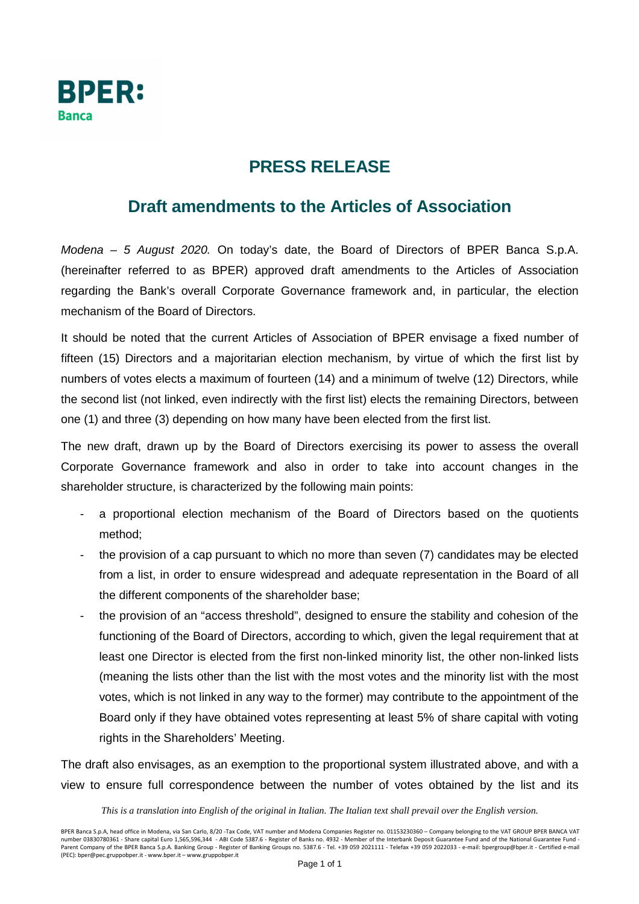# PRESS RELEASE

## Draft amendments to the Articles of Association

*Modena – 5 August 2020.* On today's date, the Board of Directors of BPER Banca S.p.A. (hereinafter referred to as BPER) approved draft amendments to the Articles of Association regarding the Bank's overall Corporate Governance framework and, in particular, the election mechanism of the Board of Directors.

It should be noted that the current Articles of Association of BPER envisage a fixed number of fifteen (15) Directors and a majoritarian election mechanism, by virtue of which the first list by numbers of votes elects a maximum of fourteen (14) and a minimum of twelve (12) Directors, while the second list (not linked, even indirectly with the first list) elects the remaining Directors, between one (1) and three (3) depending on how many have been elected from the first list.

The new draft, drawn up by the Board of Directors exercising its power to assess the overall Corporate Governance framework and also in order to take into account changes in the shareholder structure, is characterized by the following main points:

- a proportional election mechanism of the Board of Directors based on the quotients method;
- the provision of a cap pursuant to which no more than seven (7) candidates may be elected from a list, in order to ensure widespread and adequate representation in the Board of all the different components of the shareholder base;
- the provision of an "access threshold", designed to ensure the stability and cohesion of the functioning of the Board of Directors, according to which, given the legal requirement that at least one Director is elected from the first non-linked minority list, the other non-linked lists (meaning the lists other than the list with the most votes and the minority list with the most votes, which is not linked in any way to the former) may contribute to the appointment of the Board only if they have obtained votes representing at least 5% of share capital with voting rights in the Shareholders' Meeting.

The draft also envisages, as an exemption to the proportional system illustrated above, and with a view to ensure full correspondence between the number of votes obtained by the list and its

*This is a translation into English of the original in Italian. The Italian text shall prevail over the English version.*

BPER Banca S.p.A, head office in Modena, via San Carlo, 8/20 -Tax Code, VAT number and Modena Companies Register no. 01153230360 – Company belonging to the VAT GROUP BPER BANCA VAT number 03830780361 - Share capital Euro 1,565,596,344 - ABI Code 5387.6 - Register of Banks no. 4932 - Member of the Interbank Deposit Guarantee Fund and of the National Guarantee Fund - Parent Company of the BPER Banca S.p.A. Banking Group - Register of Banking Groups no. 5387.6 - Tel. +39 059 2021111 - Telefax +39 059 2022033 - e-mail: bpergroup@bper.it - Certified e-mail (PEC): bper@pec.gruppobper.it - www.bper.it – www.gruppobper.it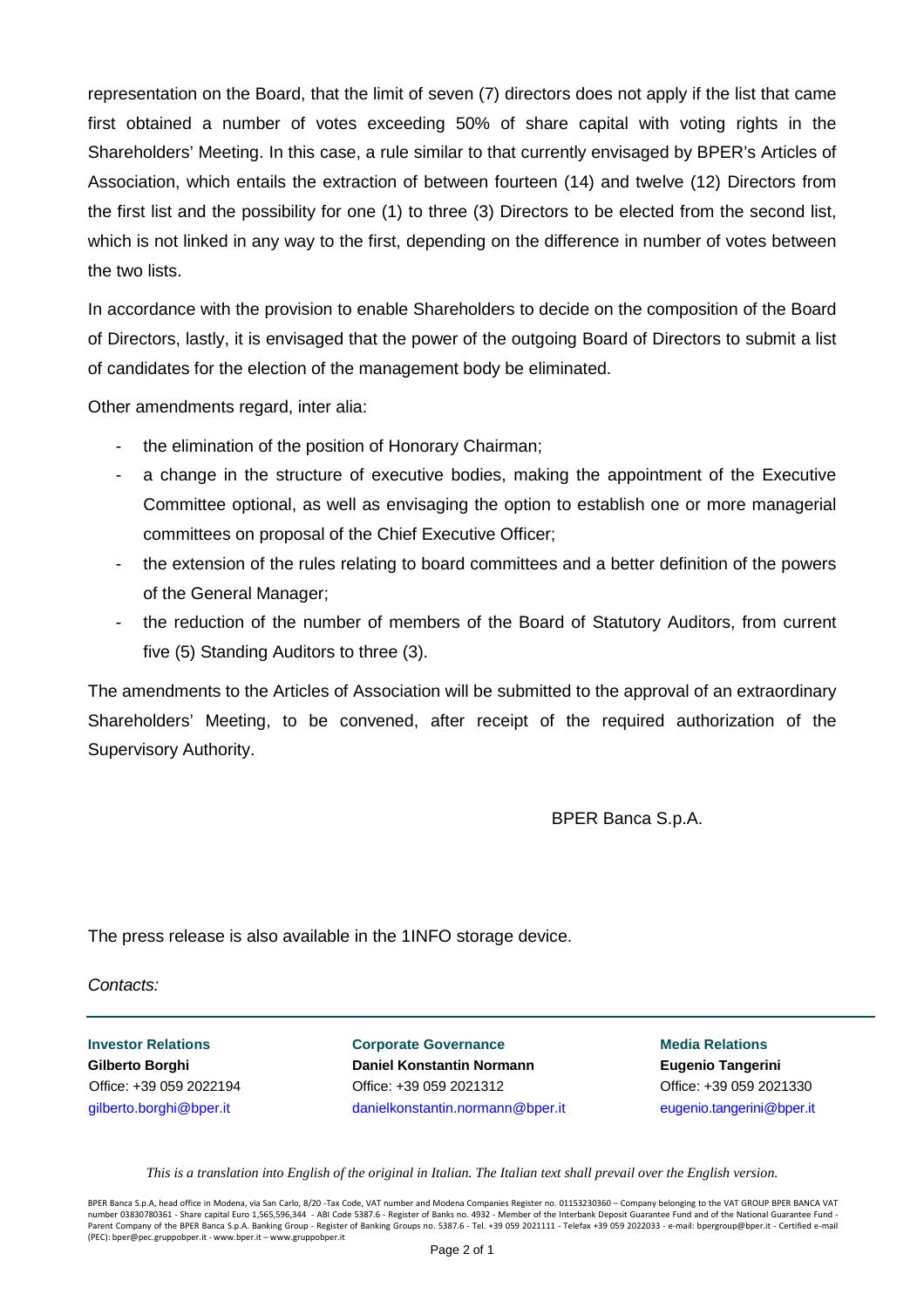representation on the Board, that the limit of seven (7) directors does not apply if the list that came first obtained a number of votes exceeding 50% of share capital with voting rights in the Shareholders' Meeting. In this case, a rule similar to that currently envisaged by BPER's Articles of Association, which entails the extraction of between fourteen (14) and twelve (12) Directors from the first list and the possibility for one (1) to three (3) Directors to be elected from the second list, which is not linked in any way to the first, depending on the difference in number of votes between the two lists.

In accordance with the provision to enable Shareholders to decide on the composition of the Board of Directors, lastly, it is envisaged that the power of the outgoing Board of Directors to submit a list of candidates for the election of the management body be eliminated.

Other amendments regard, inter alia:

- the elimination of the position of Honorary Chairman;
- a change in the structure of executive bodies, making the appointment of the Executive Committee optional, as well as envisaging the option to establish one or more managerial committees on proposal of the Chief Executive Officer;
- the extension of the rules relating to board committees and a better definition of the powers of the General Manager;
- the reduction of the number of members of the Board of Statutory Auditors, from current five (5) Standing Auditors to three (3).

The amendments to the Articles of Association will be submitted to the approval of an extraordinary Shareholders' Meeting, to be convened, after receipt of the required authorization of the Supervisory Authority.

BPER Banca S.p.A.

The press release is also available in the 1INFO storage device.

*Contacts:*

| **Investor Relations** | **Corporate Governance** | **Media Relations** |
|---|---|---|
| **Gilberto Borghi** | **Daniel Konstantin Normann** | **Eugenio Tangerini** |
| Office: +39 059 2022194 | Office: +39 059 2021312 | Office: +39 059 2021330 |
| gilberto.borghi@bper.it | danielkonstantin.normann@bper.it | eugenio.tangerini@bper.it |

*This is a translation into English of the original in Italian. The Italian text shall prevail over the English version.*

BPER Banca S.p.A, head office in Modena, via San Carlo, 8/20 -Tax Code, VAT number and Modena Companies Register no. 01153230360 – Company belonging to the VAT GROUP BPER BANCA VAT number 03830780361 - Share capital Euro 1,565,596,344 - ABI Code 5387.6 - Register of Banks no. 4932 - Member of the Interbank Deposit Guarantee Fund and of the National Guarantee Fund - Parent Company of the BPER Banca S.p.A. Banking Group - Register of Banking Groups no. 5387.6 - Tel. +39 059 2021111 - Telefax +39 059 2022033 - e-mail: bpergroup@bper.it - Certified e-mail (PEC): bper@pec.gruppobper.it - www.bper.it – www.gruppobper.it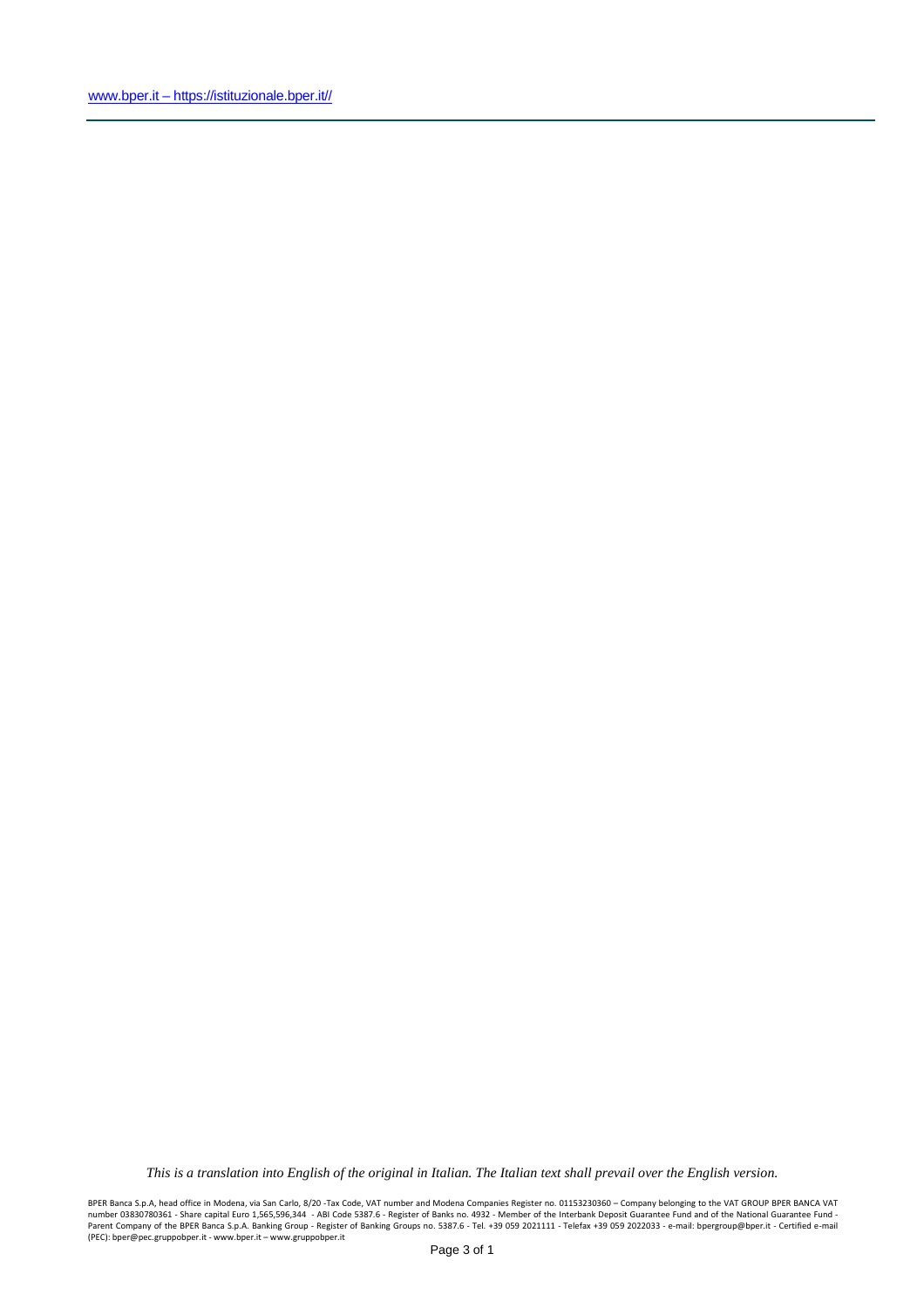www.bper.it – https://istituzionale.bper.it//

*This is a translation into English of the original in Italian. The Italian text shall prevail over the English version.*

BPER Banca S.p.A, head office in Modena, via San Carlo, 8/20 -Tax Code, VAT number and Modena Companies Register no. 01153230360 – Company belonging to the VAT GROUP BPER BANCA VAT number 03830780361 - Share capital Euro 1,565,596,344 - ABI Code 5387.6 - Register of Banks no. 4932 - Member of the Interbank Deposit Guarantee Fund and of the National Guarantee Fund - Parent Company of the BPER Banca S.p.A. Banking Group - Register of Banking Groups no. 5387.6 - Tel. +39 059 2021111 - Telefax +39 059 2022033 - e-mail: bpergroup@bper.it - Certified e-mail (PEC): bper@pec.gruppobper.it - www.bper.it – www.gruppobper.it